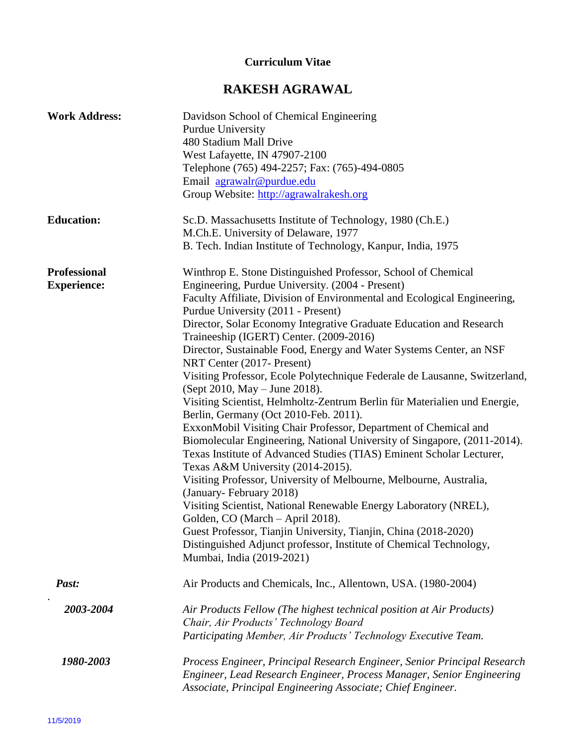**Curriculum Vitae**

# RAKESH AGRAWAL

**Work Address:**

Davidson School of Chemical Engineering
Purdue University
480 Stadium Mall Drive
West Lafayette, IN 47907-2100
Telephone (765) 494-2257; Fax: (765)-494-0805
Email agrawalr@purdue.edu
Group Website: http://agrawalrakesh.org

**Education:**

Sc.D. Massachusetts Institute of Technology, 1980 (Ch.E.)
M.Ch.E. University of Delaware, 1977
B. Tech. Indian Institute of Technology, Kanpur, India, 1975

**Professional Experience:**

Winthrop E. Stone Distinguished Professor, School of Chemical Engineering, Purdue University. (2004 - Present)
Faculty Affiliate, Division of Environmental and Ecological Engineering, Purdue University (2011 - Present)
Director, Solar Economy Integrative Graduate Education and Research Traineeship (IGERT) Center. (2009-2016)
Director, Sustainable Food, Energy and Water Systems Center, an NSF NRT Center (2017- Present)
Visiting Professor, Ecole Polytechnique Federale de Lausanne, Switzerland, (Sept 2010, May – June 2018).
Visiting Scientist, Helmholtz-Zentrum Berlin für Materialien und Energie, Berlin, Germany (Oct 2010-Feb. 2011).
ExxonMobil Visiting Chair Professor, Department of Chemical and Biomolecular Engineering, National University of Singapore, (2011-2014).
Texas Institute of Advanced Studies (TIAS) Eminent Scholar Lecturer, Texas A&M University (2014-2015).
Visiting Professor, University of Melbourne, Melbourne, Australia, (January- February 2018)
Visiting Scientist, National Renewable Energy Laboratory (NREL), Golden, CO (March – April 2018).
Guest Professor, Tianjin University, Tianjin, China (2018-2020)
Distinguished Adjunct professor, Institute of Chemical Technology, Mumbai, India (2019-2021)

***Past:***

Air Products and Chemicals, Inc., Allentown, USA. (1980-2004)

***2003-2004***

*Air Products Fellow (The highest technical position at Air Products)*
*Chair, Air Products' Technology Board*
*Participating Member, Air Products' Technology Executive Team.*

***1980-2003***

*Process Engineer, Principal Research Engineer, Senior Principal Research Engineer, Lead Research Engineer, Process Manager, Senior Engineering Associate, Principal Engineering Associate; Chief Engineer.*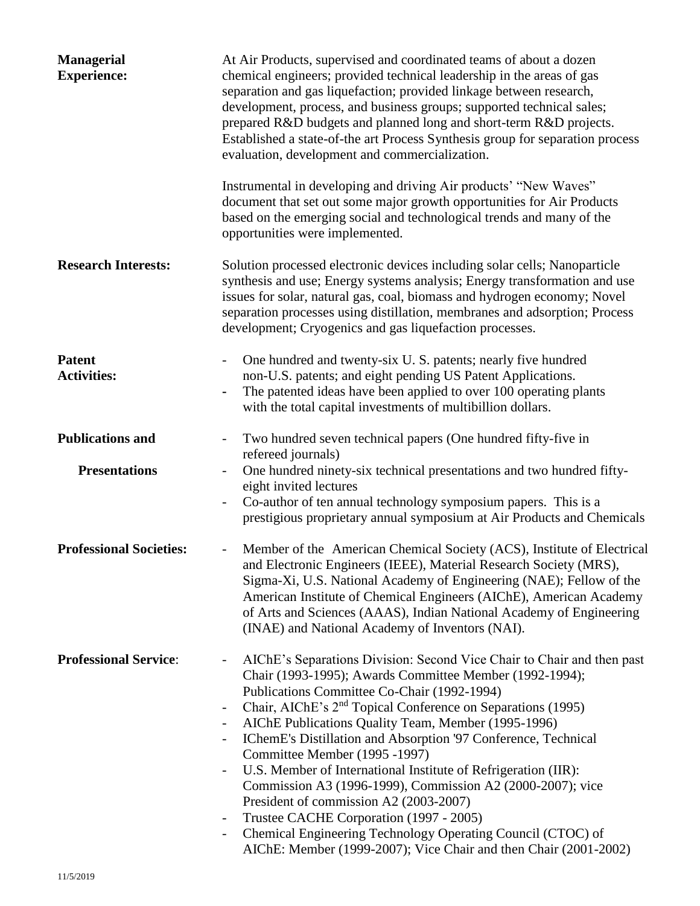**Managerial Experience:**

At Air Products, supervised and coordinated teams of about a dozen chemical engineers; provided technical leadership in the areas of gas separation and gas liquefaction; provided linkage between research, development, process, and business groups; supported technical sales; prepared R&D budgets and planned long and short-term R&D projects. Established a state-of-the art Process Synthesis group for separation process evaluation, development and commercialization.

Instrumental in developing and driving Air products' "New Waves" document that set out some major growth opportunities for Air Products based on the emerging social and technological trends and many of the opportunities were implemented.

**Research Interests:**

Solution processed electronic devices including solar cells; Nanoparticle synthesis and use; Energy systems analysis; Energy transformation and use issues for solar, natural gas, coal, biomass and hydrogen economy; Novel separation processes using distillation, membranes and adsorption; Process development; Cryogenics and gas liquefaction processes.

**Patent Activities:**

- One hundred and twenty-six U. S. patents; nearly five hundred non-U.S. patents; and eight pending US Patent Applications.
- The patented ideas have been applied to over 100 operating plants with the total capital investments of multibillion dollars.

**Publications and Presentations**

- Two hundred seven technical papers (One hundred fifty-five in refereed journals)
- One hundred ninety-six technical presentations and two hundred fifty-eight invited lectures
- Co-author of ten annual technology symposium papers. This is a prestigious proprietary annual symposium at Air Products and Chemicals

**Professional Societies:**

- Member of the American Chemical Society (ACS), Institute of Electrical and Electronic Engineers (IEEE), Material Research Society (MRS), Sigma-Xi, U.S. National Academy of Engineering (NAE); Fellow of the American Institute of Chemical Engineers (AIChE), American Academy of Arts and Sciences (AAAS), Indian National Academy of Engineering (INAE) and National Academy of Inventors (NAI).

**Professional Service**:

- AIChE's Separations Division: Second Vice Chair to Chair and then past Chair (1993-1995); Awards Committee Member (1992-1994); Publications Committee Co-Chair (1992-1994)
- Chair, AIChE's 2nd Topical Conference on Separations (1995)
- AIChE Publications Quality Team, Member (1995-1996)
- IChemE's Distillation and Absorption '97 Conference, Technical Committee Member (1995 -1997)
- U.S. Member of International Institute of Refrigeration (IIR): Commission A3 (1996-1999), Commission A2 (2000-2007); vice President of commission A2 (2003-2007)
- Trustee CACHE Corporation (1997 - 2005)
- Chemical Engineering Technology Operating Council (CTOC) of AIChE: Member (1999-2007); Vice Chair and then Chair (2001-2002)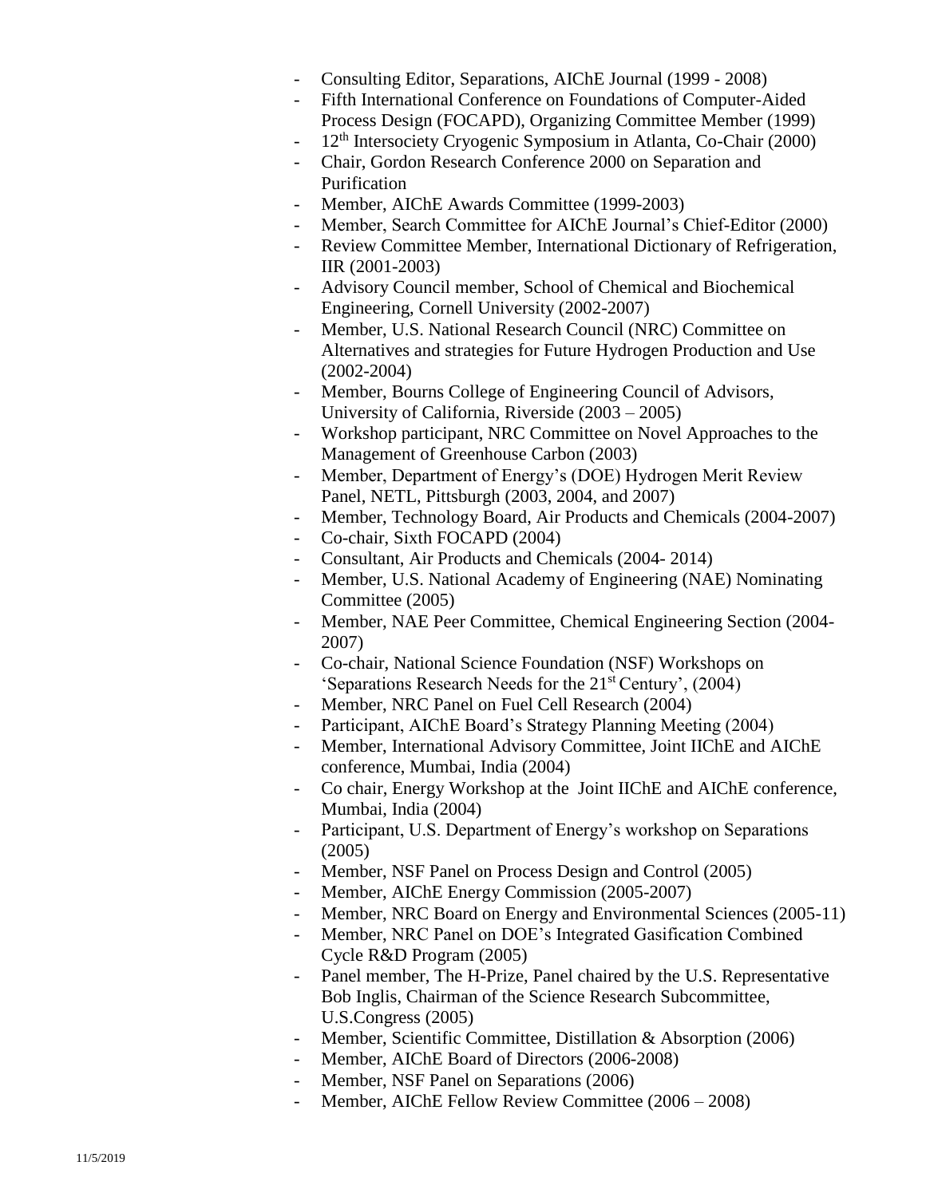- Consulting Editor, Separations, AIChE Journal (1999 - 2008)
- Fifth International Conference on Foundations of Computer-Aided Process Design (FOCAPD), Organizing Committee Member (1999)
- 12th Intersociety Cryogenic Symposium in Atlanta, Co-Chair (2000)
- Chair, Gordon Research Conference 2000 on Separation and Purification
- Member, AIChE Awards Committee (1999-2003)
- Member, Search Committee for AIChE Journal's Chief-Editor (2000)
- Review Committee Member, International Dictionary of Refrigeration, IIR (2001-2003)
- Advisory Council member, School of Chemical and Biochemical Engineering, Cornell University (2002-2007)
- Member, U.S. National Research Council (NRC) Committee on Alternatives and strategies for Future Hydrogen Production and Use (2002-2004)
- Member, Bourns College of Engineering Council of Advisors, University of California, Riverside (2003 – 2005)
- Workshop participant, NRC Committee on Novel Approaches to the Management of Greenhouse Carbon (2003)
- Member, Department of Energy's (DOE) Hydrogen Merit Review Panel, NETL, Pittsburgh (2003, 2004, and 2007)
- Member, Technology Board, Air Products and Chemicals (2004-2007)
- Co-chair, Sixth FOCAPD (2004)
- Consultant, Air Products and Chemicals (2004- 2014)
- Member, U.S. National Academy of Engineering (NAE) Nominating Committee (2005)
- Member, NAE Peer Committee, Chemical Engineering Section (2004-2007)
- Co-chair, National Science Foundation (NSF) Workshops on 'Separations Research Needs for the 21st Century', (2004)
- Member, NRC Panel on Fuel Cell Research (2004)
- Participant, AIChE Board's Strategy Planning Meeting (2004)
- Member, International Advisory Committee, Joint IIChE and AIChE conference, Mumbai, India (2004)
- Co chair, Energy Workshop at the Joint IIChE and AIChE conference, Mumbai, India (2004)
- Participant, U.S. Department of Energy's workshop on Separations (2005)
- Member, NSF Panel on Process Design and Control (2005)
- Member, AIChE Energy Commission (2005-2007)
- Member, NRC Board on Energy and Environmental Sciences (2005-11)
- Member, NRC Panel on DOE's Integrated Gasification Combined Cycle R&D Program (2005)
- Panel member, The H-Prize, Panel chaired by the U.S. Representative Bob Inglis, Chairman of the Science Research Subcommittee, U.S.Congress (2005)
- Member, Scientific Committee, Distillation & Absorption (2006)
- Member, AIChE Board of Directors (2006-2008)
- Member, NSF Panel on Separations (2006)
- Member, AIChE Fellow Review Committee (2006 – 2008)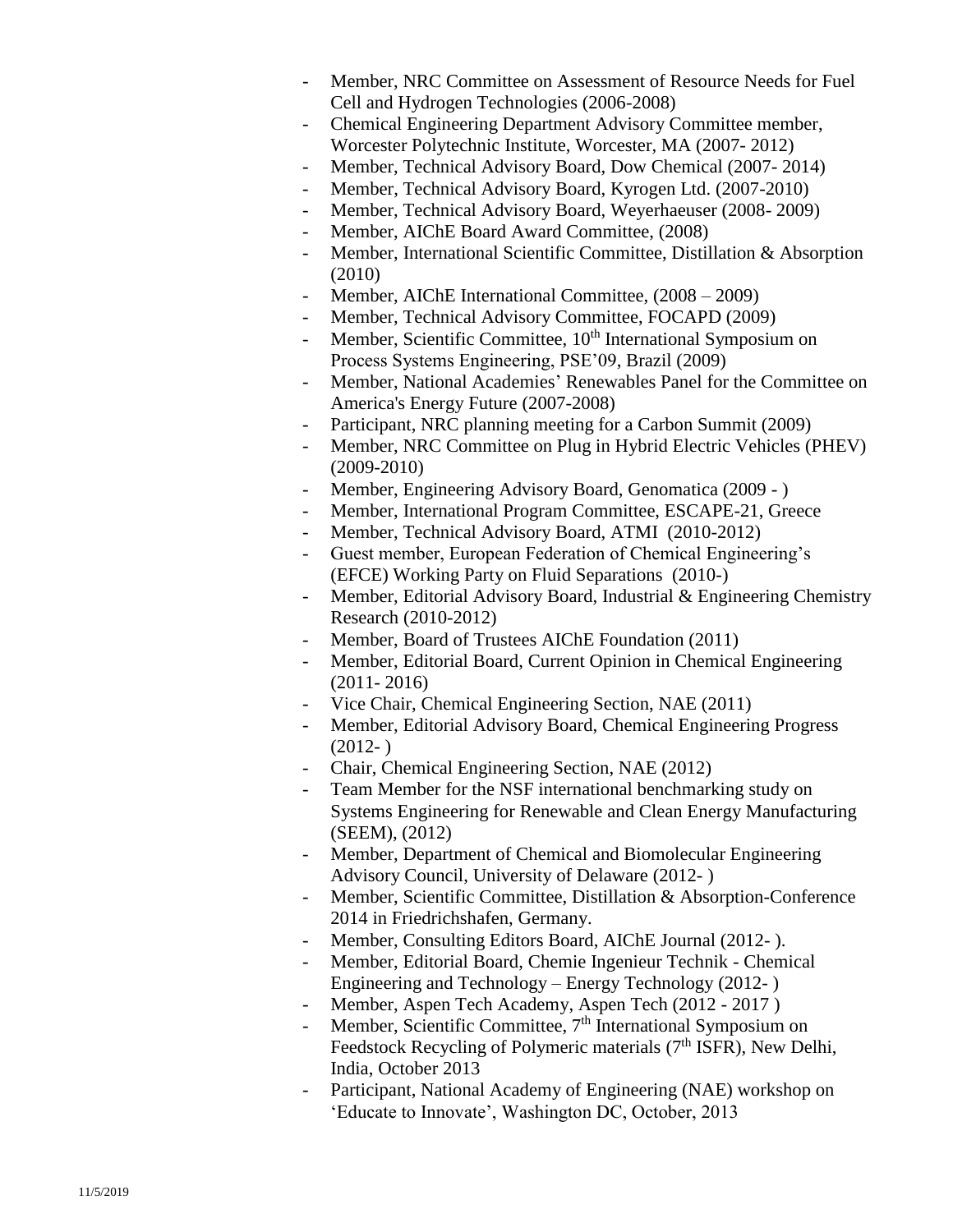- Member, NRC Committee on Assessment of Resource Needs for Fuel Cell and Hydrogen Technologies (2006-2008)
- Chemical Engineering Department Advisory Committee member, Worcester Polytechnic Institute, Worcester, MA (2007- 2012)
- Member, Technical Advisory Board, Dow Chemical (2007- 2014)
- Member, Technical Advisory Board, Kyrogen Ltd. (2007-2010)
- Member, Technical Advisory Board, Weyerhaeuser (2008- 2009)
- Member, AIChE Board Award Committee, (2008)
- Member, International Scientific Committee, Distillation & Absorption (2010)
- Member, AIChE International Committee, (2008 – 2009)
- Member, Technical Advisory Committee, FOCAPD (2009)
- Member, Scientific Committee, 10th International Symposium on Process Systems Engineering, PSE'09, Brazil (2009)
- Member, National Academies' Renewables Panel for the Committee on America's Energy Future (2007-2008)
- Participant, NRC planning meeting for a Carbon Summit (2009)
- Member, NRC Committee on Plug in Hybrid Electric Vehicles (PHEV) (2009-2010)
- Member, Engineering Advisory Board, Genomatica (2009 - )
- Member, International Program Committee, ESCAPE-21, Greece
- Member, Technical Advisory Board, ATMI (2010-2012)
- Guest member, European Federation of Chemical Engineering's (EFCE) Working Party on Fluid Separations (2010-)
- Member, Editorial Advisory Board, Industrial & Engineering Chemistry Research (2010-2012)
- Member, Board of Trustees AIChE Foundation (2011)
- Member, Editorial Board, Current Opinion in Chemical Engineering (2011- 2016)
- Vice Chair, Chemical Engineering Section, NAE (2011)
- Member, Editorial Advisory Board, Chemical Engineering Progress (2012- )
- Chair, Chemical Engineering Section, NAE (2012)
- Team Member for the NSF international benchmarking study on Systems Engineering for Renewable and Clean Energy Manufacturing (SEEM), (2012)
- Member, Department of Chemical and Biomolecular Engineering Advisory Council, University of Delaware (2012- )
- Member, Scientific Committee, Distillation & Absorption-Conference 2014 in Friedrichshafen, Germany.
- Member, Consulting Editors Board, AIChE Journal (2012- ).
- Member, Editorial Board, Chemie Ingenieur Technik - Chemical Engineering and Technology – Energy Technology (2012- )
- Member, Aspen Tech Academy, Aspen Tech (2012 - 2017 )
- Member, Scientific Committee, 7th International Symposium on Feedstock Recycling of Polymeric materials (7th ISFR), New Delhi, India, October 2013
- Participant, National Academy of Engineering (NAE) workshop on 'Educate to Innovate', Washington DC, October, 2013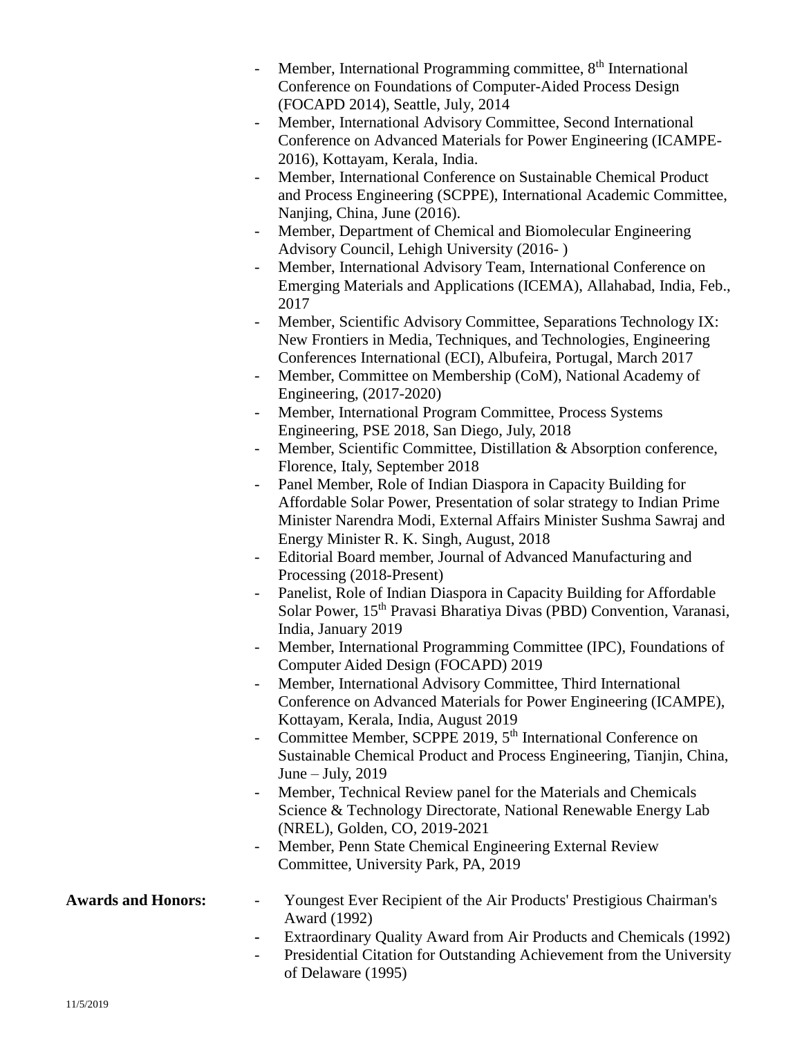- Member, International Programming committee, 8th International Conference on Foundations of Computer-Aided Process Design (FOCAPD 2014), Seattle, July, 2014
- Member, International Advisory Committee, Second International Conference on Advanced Materials for Power Engineering (ICAMPE-2016), Kottayam, Kerala, India.
- Member, International Conference on Sustainable Chemical Product and Process Engineering (SCPPE), International Academic Committee, Nanjing, China, June (2016).
- Member, Department of Chemical and Biomolecular Engineering Advisory Council, Lehigh University (2016- )
- Member, International Advisory Team, International Conference on Emerging Materials and Applications (ICEMA), Allahabad, India, Feb., 2017
- Member, Scientific Advisory Committee, Separations Technology IX: New Frontiers in Media, Techniques, and Technologies, Engineering Conferences International (ECI), Albufeira, Portugal, March 2017
- Member, Committee on Membership (CoM), National Academy of Engineering, (2017-2020)
- Member, International Program Committee, Process Systems Engineering, PSE 2018, San Diego, July, 2018
- Member, Scientific Committee, Distillation & Absorption conference, Florence, Italy, September 2018
- Panel Member, Role of Indian Diaspora in Capacity Building for Affordable Solar Power, Presentation of solar strategy to Indian Prime Minister Narendra Modi, External Affairs Minister Sushma Sawraj and Energy Minister R. K. Singh, August, 2018
- Editorial Board member, Journal of Advanced Manufacturing and Processing (2018-Present)
- Panelist, Role of Indian Diaspora in Capacity Building for Affordable Solar Power, 15th Pravasi Bharatiya Divas (PBD) Convention, Varanasi, India, January 2019
- Member, International Programming Committee (IPC), Foundations of Computer Aided Design (FOCAPD) 2019
- Member, International Advisory Committee, Third International Conference on Advanced Materials for Power Engineering (ICAMPE), Kottayam, Kerala, India, August 2019
- Committee Member, SCPPE 2019, 5th International Conference on Sustainable Chemical Product and Process Engineering, Tianjin, China, June – July, 2019
- Member, Technical Review panel for the Materials and Chemicals Science & Technology Directorate, National Renewable Energy Lab (NREL), Golden, CO, 2019-2021
- Member, Penn State Chemical Engineering External Review Committee, University Park, PA, 2019

**Awards and Honors:**

- Youngest Ever Recipient of the Air Products' Prestigious Chairman's Award (1992)
- Extraordinary Quality Award from Air Products and Chemicals (1992)
- Presidential Citation for Outstanding Achievement from the University of Delaware (1995)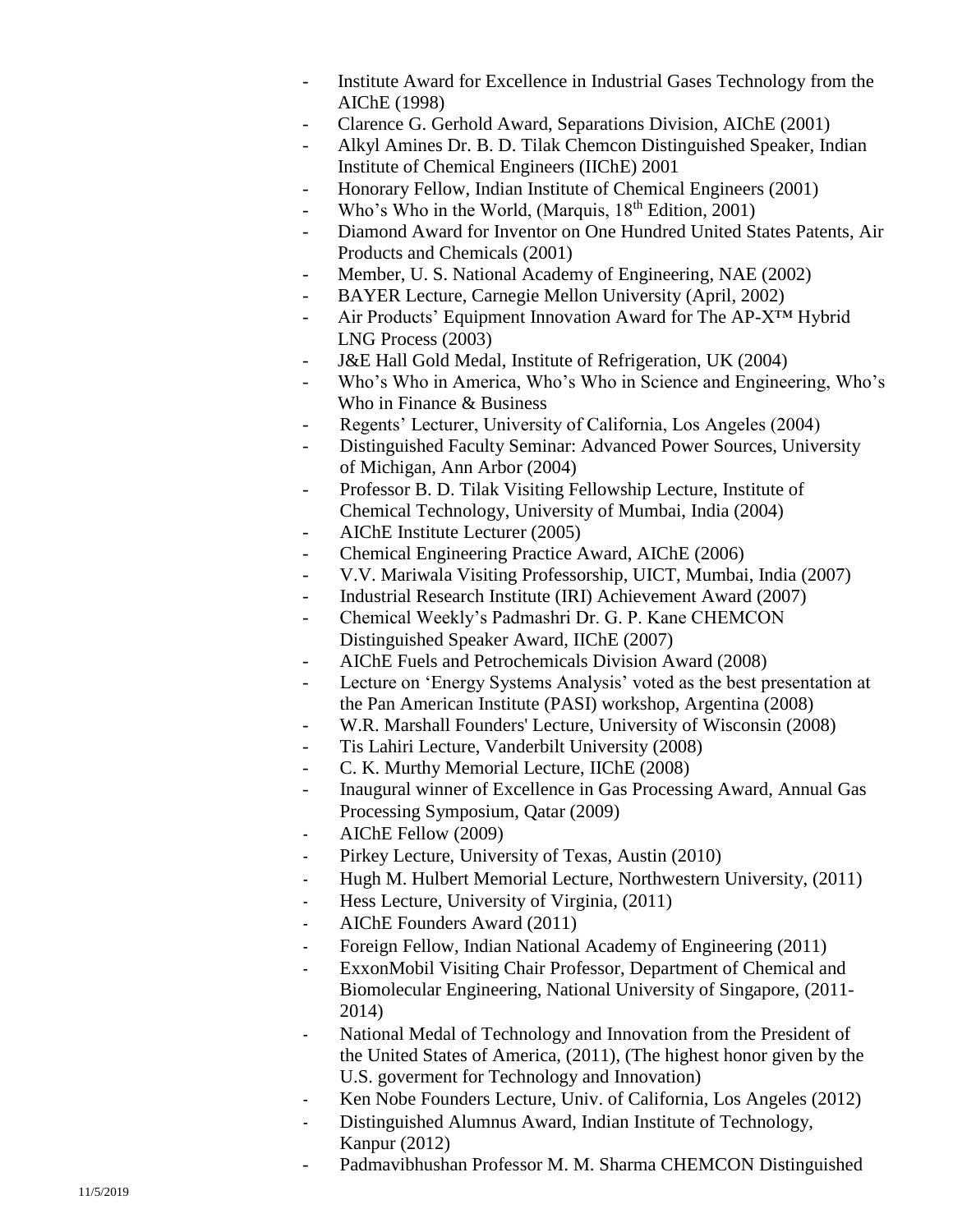- Institute Award for Excellence in Industrial Gases Technology from the AIChE (1998)
- Clarence G. Gerhold Award, Separations Division, AIChE (2001)
- Alkyl Amines Dr. B. D. Tilak Chemcon Distinguished Speaker, Indian Institute of Chemical Engineers (IIChE) 2001
- Honorary Fellow, Indian Institute of Chemical Engineers (2001)
- Who's Who in the World, (Marquis, 18th Edition, 2001)
- Diamond Award for Inventor on One Hundred United States Patents, Air Products and Chemicals (2001)
- Member, U. S. National Academy of Engineering, NAE (2002)
- BAYER Lecture, Carnegie Mellon University (April, 2002)
- Air Products' Equipment Innovation Award for The AP-X™ Hybrid LNG Process (2003)
- J&E Hall Gold Medal, Institute of Refrigeration, UK (2004)
- Who's Who in America, Who's Who in Science and Engineering, Who's Who in Finance & Business
- Regents' Lecturer, University of California, Los Angeles (2004)
- Distinguished Faculty Seminar: Advanced Power Sources, University of Michigan, Ann Arbor (2004)
- Professor B. D. Tilak Visiting Fellowship Lecture, Institute of Chemical Technology, University of Mumbai, India (2004)
- AIChE Institute Lecturer (2005)
- Chemical Engineering Practice Award, AIChE (2006)
- V.V. Mariwala Visiting Professorship, UICT, Mumbai, India (2007)
- Industrial Research Institute (IRI) Achievement Award (2007)
- Chemical Weekly's Padmashri Dr. G. P. Kane CHEMCON Distinguished Speaker Award, IIChE (2007)
- AIChE Fuels and Petrochemicals Division Award (2008)
- Lecture on 'Energy Systems Analysis' voted as the best presentation at the Pan American Institute (PASI) workshop, Argentina (2008)
- W.R. Marshall Founders' Lecture, University of Wisconsin (2008)
- Tis Lahiri Lecture, Vanderbilt University (2008)
- C. K. Murthy Memorial Lecture, IIChE (2008)
- Inaugural winner of Excellence in Gas Processing Award, Annual Gas Processing Symposium, Qatar (2009)
- AIChE Fellow (2009)
- Pirkey Lecture, University of Texas, Austin (2010)
- Hugh M. Hulbert Memorial Lecture, Northwestern University, (2011)
- Hess Lecture, University of Virginia, (2011)
- AIChE Founders Award (2011)
- Foreign Fellow, Indian National Academy of Engineering (2011)
- ExxonMobil Visiting Chair Professor, Department of Chemical and Biomolecular Engineering, National University of Singapore, (2011-2014)
- National Medal of Technology and Innovation from the President of the United States of America, (2011), (The highest honor given by the U.S. goverment for Technology and Innovation)
- Ken Nobe Founders Lecture, Univ. of California, Los Angeles (2012)
- Distinguished Alumnus Award, Indian Institute of Technology, Kanpur (2012)
- Padmavibhushan Professor M. M. Sharma CHEMCON Distinguished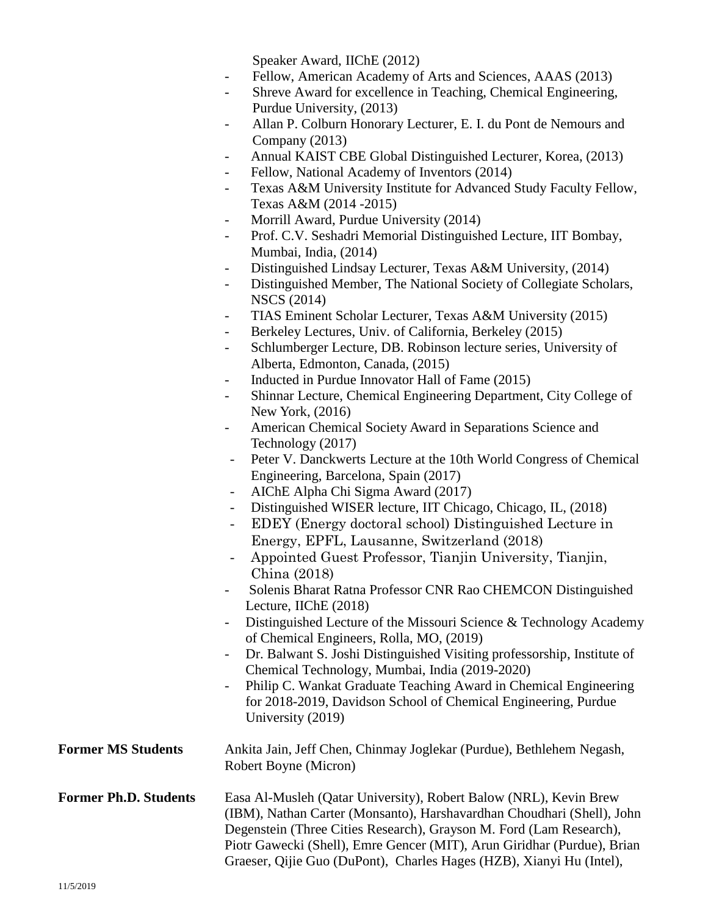Speaker Award, IIChE (2012)

- Fellow, American Academy of Arts and Sciences, AAAS (2013)
- Shreve Award for excellence in Teaching, Chemical Engineering, Purdue University, (2013)
- Allan P. Colburn Honorary Lecturer, E. I. du Pont de Nemours and Company (2013)
- Annual KAIST CBE Global Distinguished Lecturer, Korea, (2013)
- Fellow, National Academy of Inventors (2014)
- Texas A&M University Institute for Advanced Study Faculty Fellow, Texas A&M (2014 -2015)
- Morrill Award, Purdue University (2014)
- Prof. C.V. Seshadri Memorial Distinguished Lecture, IIT Bombay, Mumbai, India, (2014)
- Distinguished Lindsay Lecturer, Texas A&M University, (2014)
- Distinguished Member, The National Society of Collegiate Scholars, NSCS (2014)
- TIAS Eminent Scholar Lecturer, Texas A&M University (2015)
- Berkeley Lectures, Univ. of California, Berkeley (2015)
- Schlumberger Lecture, DB. Robinson lecture series, University of Alberta, Edmonton, Canada, (2015)
- Inducted in Purdue Innovator Hall of Fame (2015)
- Shinnar Lecture, Chemical Engineering Department, City College of New York, (2016)
- American Chemical Society Award in Separations Science and Technology (2017)
- Peter V. Danckwerts Lecture at the 10th World Congress of Chemical Engineering, Barcelona, Spain (2017)
- AIChE Alpha Chi Sigma Award (2017)
- Distinguished WISER lecture, IIT Chicago, Chicago, IL, (2018)
- EDEY (Energy doctoral school) Distinguished Lecture in Energy, EPFL, Lausanne, Switzerland (2018)
- Appointed Guest Professor, Tianjin University, Tianjin, China (2018)
- Solenis Bharat Ratna Professor CNR Rao CHEMCON Distinguished Lecture, IIChE (2018)
- Distinguished Lecture of the Missouri Science & Technology Academy of Chemical Engineers, Rolla, MO, (2019)
- Dr. Balwant S. Joshi Distinguished Visiting professorship, Institute of Chemical Technology, Mumbai, India (2019-2020)
- Philip C. Wankat Graduate Teaching Award in Chemical Engineering for 2018-2019, Davidson School of Chemical Engineering, Purdue University (2019)

**Former MS Students** Ankita Jain, Jeff Chen, Chinmay Joglekar (Purdue), Bethlehem Negash, Robert Boyne (Micron)

**Former Ph.D. Students** Easa Al-Musleh (Qatar University), Robert Balow (NRL), Kevin Brew (IBM), Nathan Carter (Monsanto), Harshavardhan Choudhari (Shell), John Degenstein (Three Cities Research), Grayson M. Ford (Lam Research), Piotr Gawecki (Shell), Emre Gencer (MIT), Arun Giridhar (Purdue), Brian Graeser, Qijie Guo (DuPont), Charles Hages (HZB), Xianyi Hu (Intel),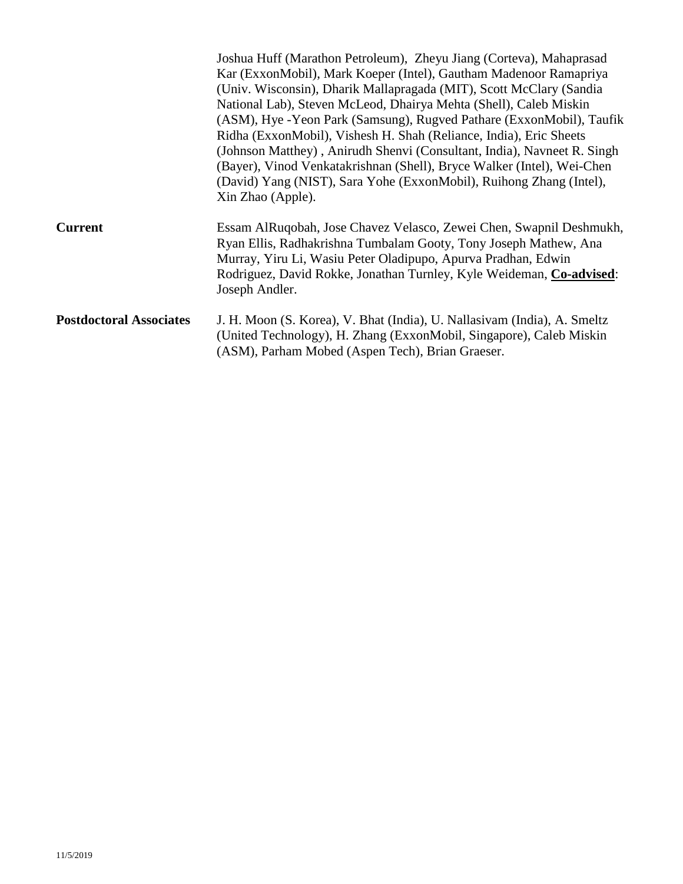Joshua Huff (Marathon Petroleum), Zheyu Jiang (Corteva), Mahaprasad Kar (ExxonMobil), Mark Koeper (Intel), Gautham Madenoor Ramapriya (Univ. Wisconsin), Dharik Mallapragada (MIT), Scott McClary (Sandia National Lab), Steven McLeod, Dhairya Mehta (Shell), Caleb Miskin (ASM), Hye -Yeon Park (Samsung), Rugved Pathare (ExxonMobil), Taufik Ridha (ExxonMobil), Vishesh H. Shah (Reliance, India), Eric Sheets (Johnson Matthey) , Anirudh Shenvi (Consultant, India), Navneet R. Singh (Bayer), Vinod Venkatakrishnan (Shell), Bryce Walker (Intel), Wei-Chen (David) Yang (NIST), Sara Yohe (ExxonMobil), Ruihong Zhang (Intel), Xin Zhao (Apple).

**Current**

Essam AlRuqobah, Jose Chavez Velasco, Zewei Chen, Swapnil Deshmukh, Ryan Ellis, Radhakrishna Tumbalam Gooty, Tony Joseph Mathew, Ana Murray, Yiru Li, Wasiu Peter Oladipupo, Apurva Pradhan, Edwin Rodriguez, David Rokke, Jonathan Turnley, Kyle Weideman, **Co-advised**: Joseph Andler.

**Postdoctoral Associates**

J. H. Moon (S. Korea), V. Bhat (India), U. Nallasivam (India), A. Smeltz (United Technology), H. Zhang (ExxonMobil, Singapore), Caleb Miskin (ASM), Parham Mobed (Aspen Tech), Brian Graeser.